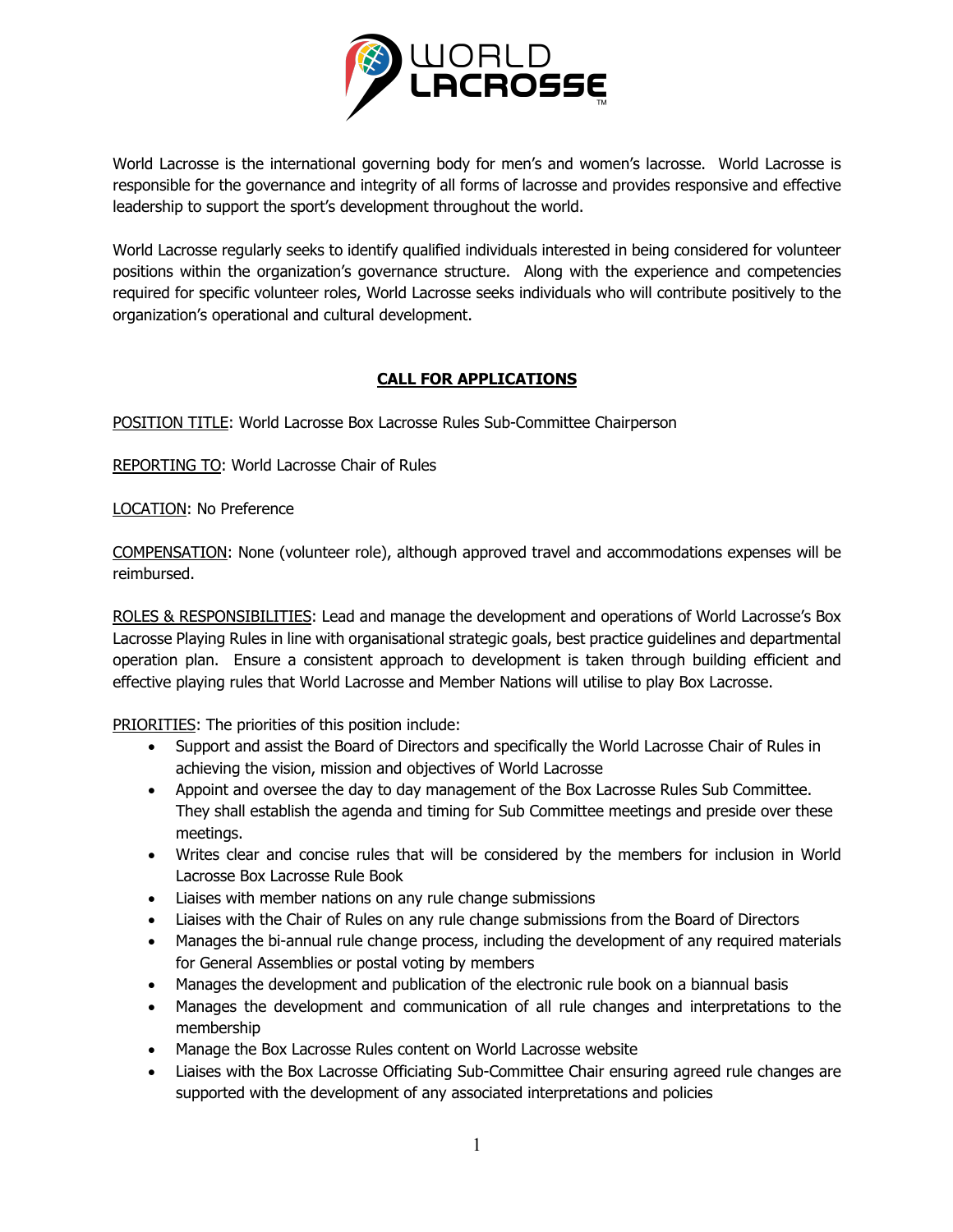World Lacrosse is the international governing body for men's and women's lacrosse. World Lacrosse is responsible for the governance and integrity of all forms of lacrosse and provides responsive and effective leadership to support the sport's development throughout the world.

World Lacrosse regularly seeks to identify qualified individuals interested in being considered for volunteer positions within the organization's governance structure. Along with the experience and competencies required for specific volunteer roles, World Lacrosse seeks individuals who will contribute positively to the organization's operational and cultural development.

## CALL FOR APPLICATIONS

POSITION TITLE: World Lacrosse Box Lacrosse Rules Sub-Committee Chairperson

REPORTING TO: World Lacrosse Chair of Rules

LOCATION: No Preference

COMPENSATION: None (volunteer role), although approved travel and accommodations expenses will be reimbursed.

ROLES & RESPONSIBILITIES: Lead and manage the development and operations of World Lacrosse's Box Lacrosse Playing Rules in line with organisational strategic goals, best practice guidelines and departmental operation plan. Ensure a consistent approach to development is taken through building efficient and effective playing rules that World Lacrosse and Member Nations will utilise to play Box Lacrosse.

PRIORITIES: The priorities of this position include:

- Support and assist the Board of Directors and specifically the World Lacrosse Chair of Rules in achieving the vision, mission and objectives of World Lacrosse
- Appoint and oversee the day to day management of the Box Lacrosse Rules Sub Committee. They shall establish the agenda and timing for Sub Committee meetings and preside over these meetings.
- Writes clear and concise rules that will be considered by the members for inclusion in World Lacrosse Box Lacrosse Rule Book
- Liaises with member nations on any rule change submissions
- Liaises with the Chair of Rules on any rule change submissions from the Board of Directors
- Manages the bi-annual rule change process, including the development of any required materials for General Assemblies or postal voting by members
- Manages the development and publication of the electronic rule book on a biannual basis
- Manages the development and communication of all rule changes and interpretations to the membership
- Manage the Box Lacrosse Rules content on World Lacrosse website
- Liaises with the Box Lacrosse Officiating Sub-Committee Chair ensuring agreed rule changes are supported with the development of any associated interpretations and policies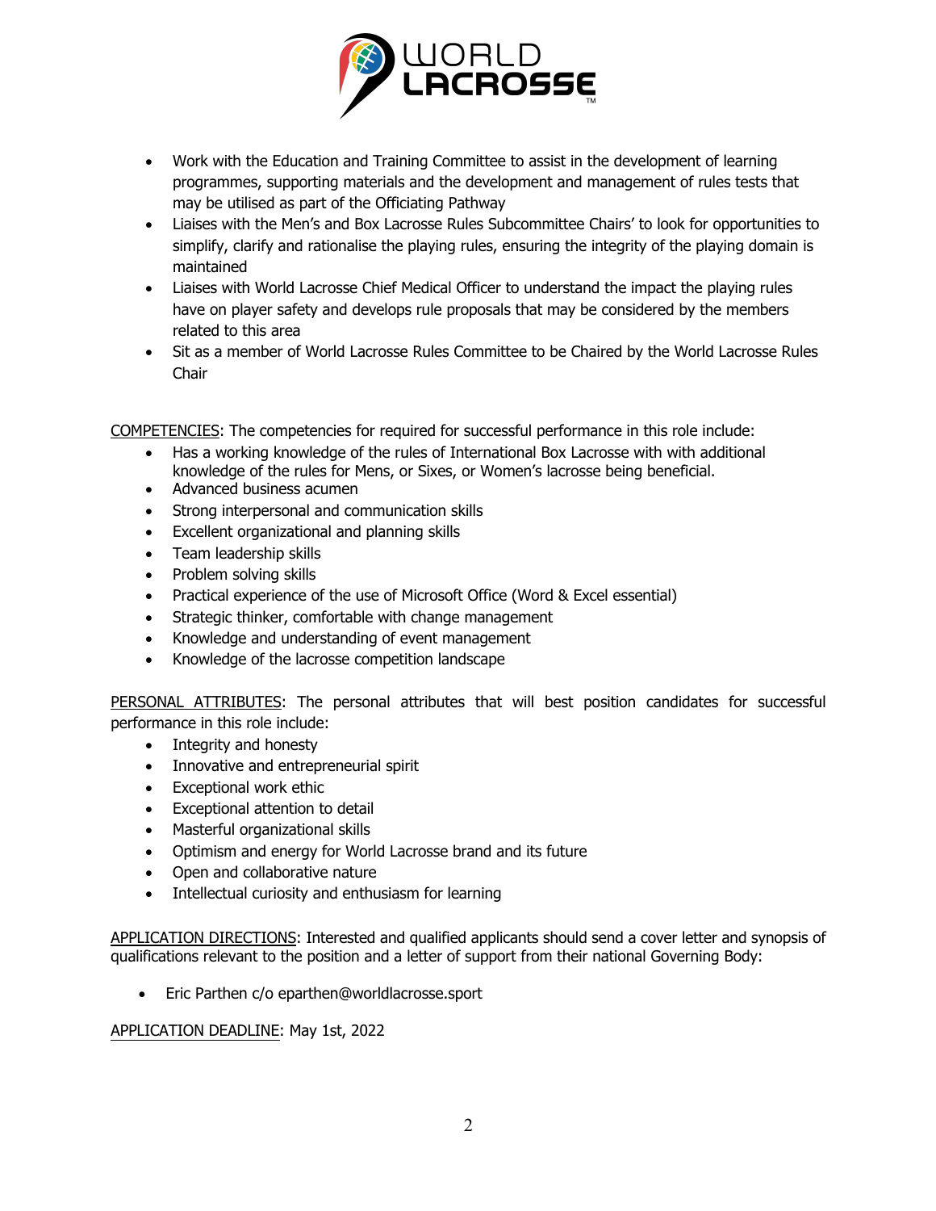- Work with the Education and Training Committee to assist in the development of learning programmes, supporting materials and the development and management of rules tests that may be utilised as part of the Officiating Pathway
- Liaises with the Men's and Box Lacrosse Rules Subcommittee Chairs' to look for opportunities to simplify, clarify and rationalise the playing rules, ensuring the integrity of the playing domain is maintained
- Liaises with World Lacrosse Chief Medical Officer to understand the impact the playing rules have on player safety and develops rule proposals that may be considered by the members related to this area
- Sit as a member of World Lacrosse Rules Committee to be Chaired by the World Lacrosse Rules Chair

COMPETENCIES: The competencies for required for successful performance in this role include:

- Has a working knowledge of the rules of International Box Lacrosse with with additional knowledge of the rules for Mens, or Sixes, or Women's lacrosse being beneficial.
- Advanced business acumen
- Strong interpersonal and communication skills
- Excellent organizational and planning skills
- Team leadership skills
- Problem solving skills
- Practical experience of the use of Microsoft Office (Word & Excel essential)
- Strategic thinker, comfortable with change management
- Knowledge and understanding of event management
- Knowledge of the lacrosse competition landscape

PERSONAL ATTRIBUTES: The personal attributes that will best position candidates for successful performance in this role include:

- Integrity and honesty
- Innovative and entrepreneurial spirit
- Exceptional work ethic
- Exceptional attention to detail
- Masterful organizational skills
- Optimism and energy for World Lacrosse brand and its future
- Open and collaborative nature
- Intellectual curiosity and enthusiasm for learning

APPLICATION DIRECTIONS: Interested and qualified applicants should send a cover letter and synopsis of qualifications relevant to the position and a letter of support from their national Governing Body:

- Eric Parthen c/o eparthen@worldlacrosse.sport

APPLICATION DEADLINE: May 1st, 2022